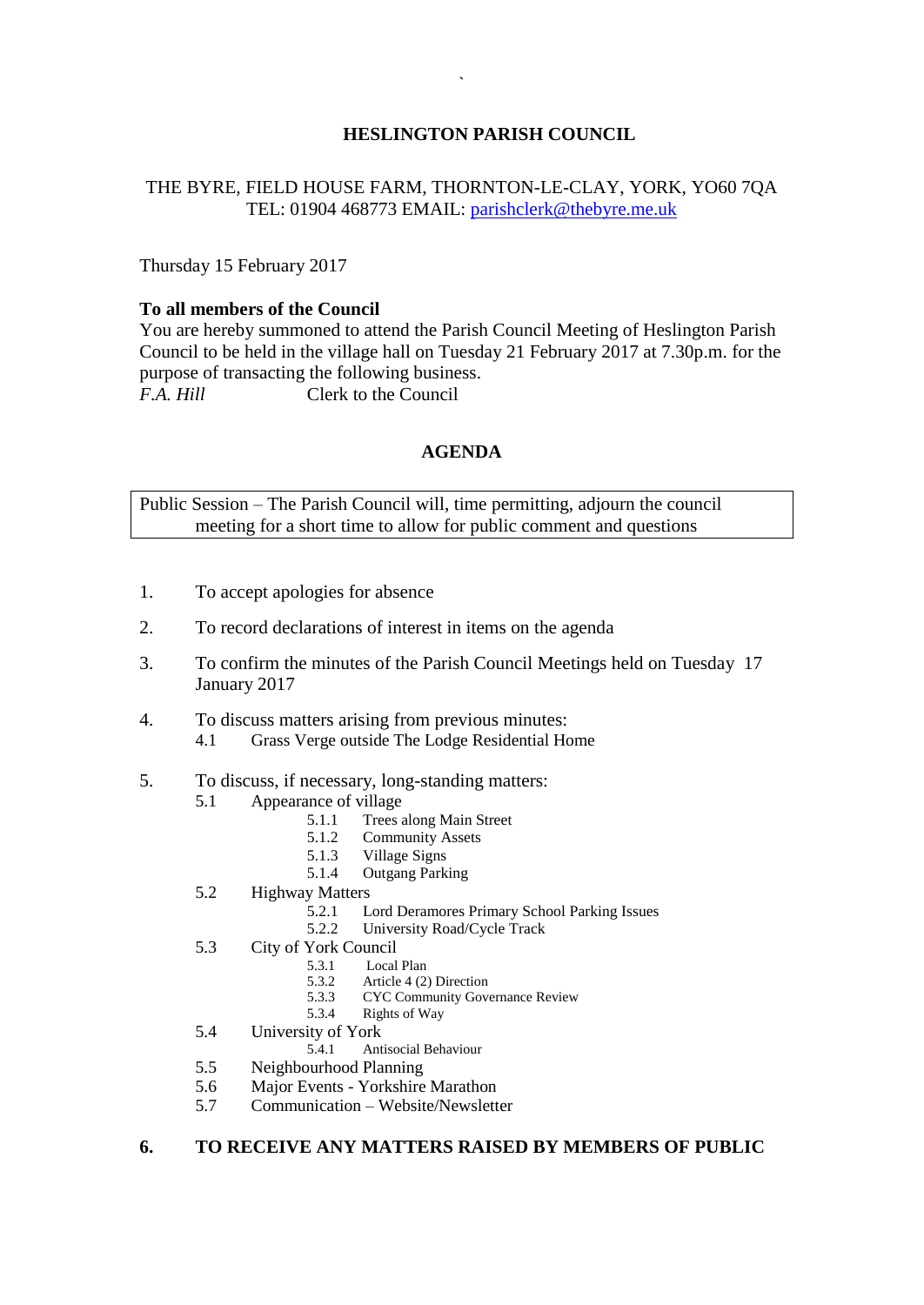# HESLINGTON PARISH COUNCIL

THE BYRE, FIELD HOUSE FARM, THORNTON-LE-CLAY, YORK, YO60 7QA
TEL: 01904 468773 EMAIL: parishclerk@thebyre.me.uk

Thursday 15 February 2017

**To all members of the Council**
You are hereby summoned to attend the Parish Council Meeting of Heslington Parish Council to be held in the village hall on Tuesday 21 February 2017 at 7.30p.m. for the purpose of transacting the following business.
*F.A. Hill* Clerk to the Council

## AGENDA

Public Session – The Parish Council will, time permitting, adjourn the council meeting for a short time to allow for public comment and questions

1. To accept apologies for absence
2. To record declarations of interest in items on the agenda
3. To confirm the minutes of the Parish Council Meetings held on Tuesday 17 January 2017
4. To discuss matters arising from previous minutes:
   - 4.1 Grass Verge outside The Lodge Residential Home
5. To discuss, if necessary, long-standing matters:
   - 5.1 Appearance of village
     - 5.1.1 Trees along Main Street
     - 5.1.2 Community Assets
     - 5.1.3 Village Signs
     - 5.1.4 Outgang Parking
   - 5.2 Highway Matters
     - 5.2.1 Lord Deramores Primary School Parking Issues
     - 5.2.2 University Road/Cycle Track
   - 5.3 City of York Council
     - 5.3.1 Local Plan
     - 5.3.2 Article 4 (2) Direction
     - 5.3.3 CYC Community Governance Review
     - 5.3.4 Rights of Way
   - 5.4 University of York
     - 5.4.1 Antisocial Behaviour
   - 5.5 Neighbourhood Planning
   - 5.6 Major Events - Yorkshire Marathon
   - 5.7 Communication – Website/Newsletter

**6. TO RECEIVE ANY MATTERS RAISED BY MEMBERS OF PUBLIC**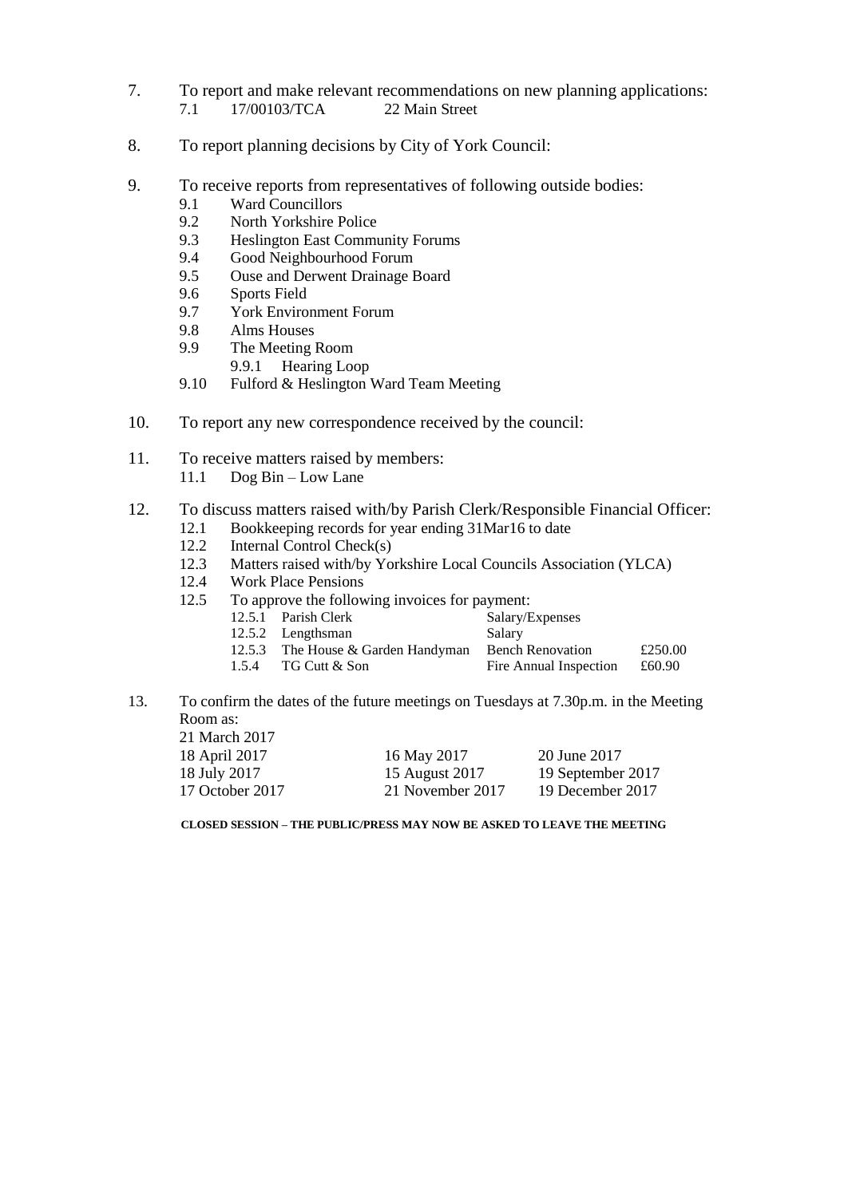7. To report and make relevant recommendations on new planning applications:
   - 7.1 17/00103/TCA 22 Main Street

8. To report planning decisions by City of York Council:

9. To receive reports from representatives of following outside bodies:
   - 9.1 Ward Councillors
   - 9.2 North Yorkshire Police
   - 9.3 Heslington East Community Forums
   - 9.4 Good Neighbourhood Forum
   - 9.5 Ouse and Derwent Drainage Board
   - 9.6 Sports Field
   - 9.7 York Environment Forum
   - 9.8 Alms Houses
   - 9.9 The Meeting Room
     - 9.9.1 Hearing Loop
   - 9.10 Fulford & Heslington Ward Team Meeting

10. To report any new correspondence received by the council:

11. To receive matters raised by members:
    - 11.1 Dog Bin – Low Lane

12. To discuss matters raised with/by Parish Clerk/Responsible Financial Officer:
    - 12.1 Bookkeeping records for year ending 31Mar16 to date
    - 12.2 Internal Control Check(s)
    - 12.3 Matters raised with/by Yorkshire Local Councils Association (YLCA)
    - 12.4 Work Place Pensions
    - 12.5 To approve the following invoices for payment:

| | | | | |
|---|---|---|---|---|
| 12.5.1 | Parish Clerk | Salary/Expenses | |
| 12.5.2 | Lengthsman | Salary | |
| 12.5.3 | The House & Garden Handyman | Bench Renovation | £250.00 |
| 1.5.4 | TG Cutt & Son | Fire Annual Inspection | £60.90 |

13. To confirm the dates of the future meetings on Tuesdays at 7.30p.m. in the Meeting Room as:

21 March 2017

| | | |
|---|---|---|
| 18 April 2017 | 16 May 2017 | 20 June 2017 |
| 18 July 2017 | 15 August 2017 | 19 September 2017 |
| 17 October 2017 | 21 November 2017 | 19 December 2017 |

**CLOSED SESSION – THE PUBLIC/PRESS MAY NOW BE ASKED TO LEAVE THE MEETING**